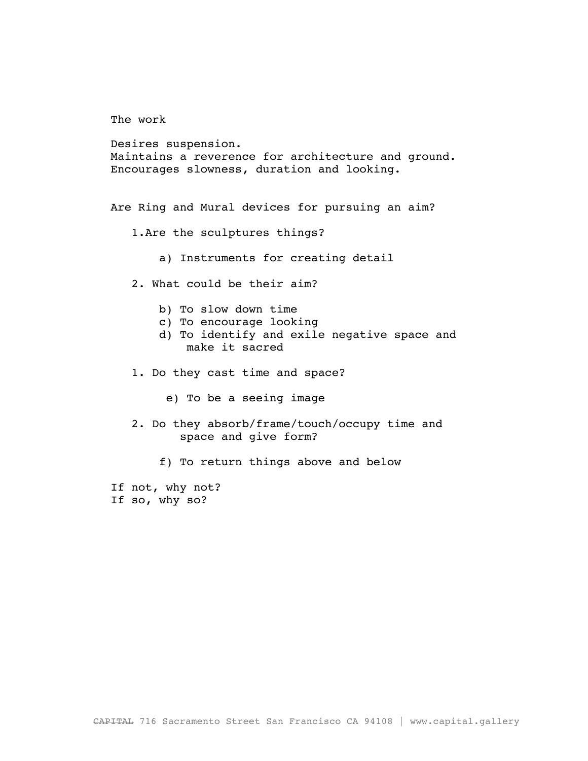The work

Desires suspension.
Maintains a reverence for architecture and ground.
Encourages slowness, duration and looking.

Are Ring and Mural devices for pursuing an aim?

1. Are the sculptures things?

    a) Instruments for creating detail

2. What could be their aim?

    b) To slow down time
    c) To encourage looking
    d) To identify and exile negative space and make it sacred

1. Do they cast time and space?

    e) To be a seeing image

2. Do they absorb/frame/touch/occupy time and space and give form?

    f) To return things above and below

If not, why not?
If so, why so?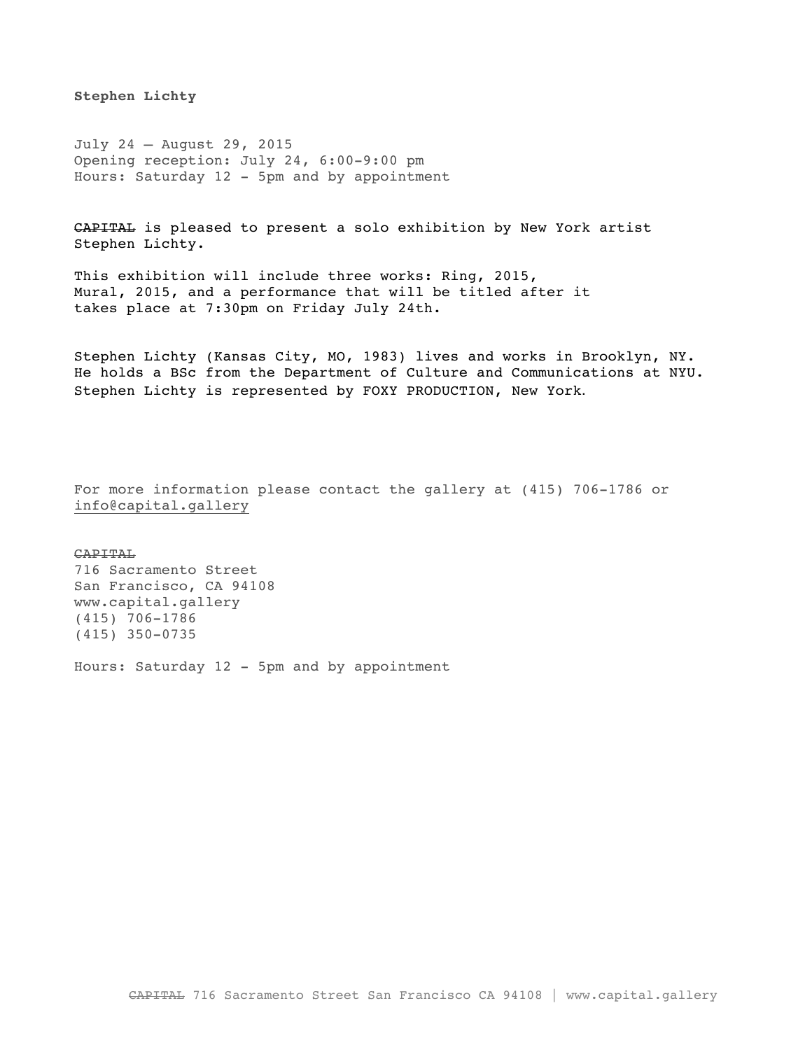**Stephen Lichty**

July 24 – August 29, 2015
Opening reception: July 24, 6:00-9:00 pm
Hours: Saturday 12 - 5pm and by appointment

~~CAPITAL~~ is pleased to present a solo exhibition by New York artist Stephen Lichty.

This exhibition will include three works: Ring, 2015, Mural, 2015, and a performance that will be titled after it takes place at 7:30pm on Friday July 24th.

Stephen Lichty (Kansas City, MO, 1983) lives and works in Brooklyn, NY. He holds a BSc from the Department of Culture and Communications at NYU. Stephen Lichty is represented by FOXY PRODUCTION, New York.

For more information please contact the gallery at (415) 706-1786 or info@capital.gallery

~~CAPITAL~~
716 Sacramento Street
San Francisco, CA 94108
www.capital.gallery
(415) 706-1786
(415) 350-0735

Hours: Saturday 12 - 5pm and by appointment